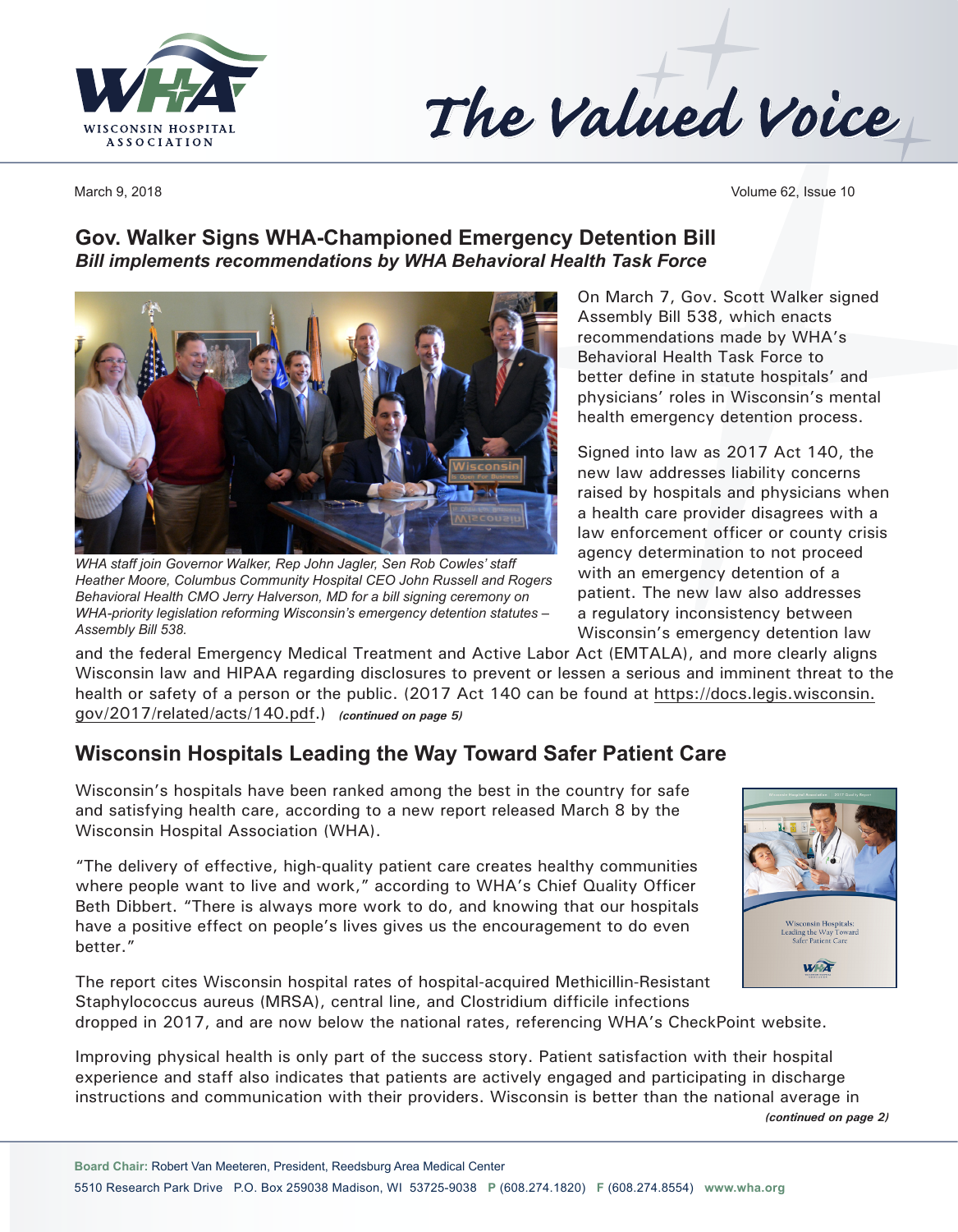# The Valued Voice

March 9, 2018

## Gov. Walker Signs WHA-Championed Emergency Detention Bill

***Bill implements recommendations by WHA Behavioral Health Task Force***

*WHA staff join Governor Walker, Rep John Jagler, Sen Rob Cowles' staff Heather Moore, Columbus Community Hospital CEO John Russell and Rogers Behavioral Health CMO Jerry Halverson, MD for a bill signing ceremony on WHA-priority legislation reforming Wisconsin's emergency detention statutes – Assembly Bill 538.*

On March 7, Gov. Scott Walker signed Assembly Bill 538, which enacts recommendations made by WHA's Behavioral Health Task Force to better define in statute hospitals' and physicians' roles in Wisconsin's mental health emergency detention process.

Signed into law as 2017 Act 140, the new law addresses liability concerns raised by hospitals and physicians when a health care provider disagrees with a law enforcement officer or county crisis agency determination to not proceed with an emergency detention of a patient. The new law also addresses a regulatory inconsistency between Wisconsin's emergency detention law and the federal Emergency Medical Treatment and Active Labor Act (EMTALA), and more clearly aligns Wisconsin law and HIPAA regarding disclosures to prevent or lessen a serious and imminent threat to the health or safety of a person or the public. (2017 Act 140 can be found at https://docs.legis.wisconsin.gov/2017/related/acts/140.pdf.) ***(continued on page 5)***

## Wisconsin Hospitals Leading the Way Toward Safer Patient Care

Wisconsin's hospitals have been ranked among the best in the country for safe and satisfying health care, according to a new report released March 8 by the Wisconsin Hospital Association (WHA).

"The delivery of effective, high-quality patient care creates healthy communities where people want to live and work," according to WHA's Chief Quality Officer Beth Dibbert. "There is always more work to do, and knowing that our hospitals have a positive effect on people's lives gives us the encouragement to do even better."

The report cites Wisconsin hospital rates of hospital-acquired Methicillin-Resistant Staphylococcus aureus (MRSA), central line, and Clostridium difficile infections dropped in 2017, and are now below the national rates, referencing WHA's CheckPoint website.

Improving physical health is only part of the success story. Patient satisfaction with their hospital experience and staff also indicates that patients are actively engaged and participating in discharge instructions and communication with their providers. Wisconsin is better than the national average in

***(continued on page 2)***

**Board Chair:** Robert Van Meeteren, President, Reedsburg Area Medical Center

5510 Research Park Drive P.O. Box 259038 Madison, WI 53725-9038 **P** (608.274.1820) **F** (608.274.8554) **www.wha.org**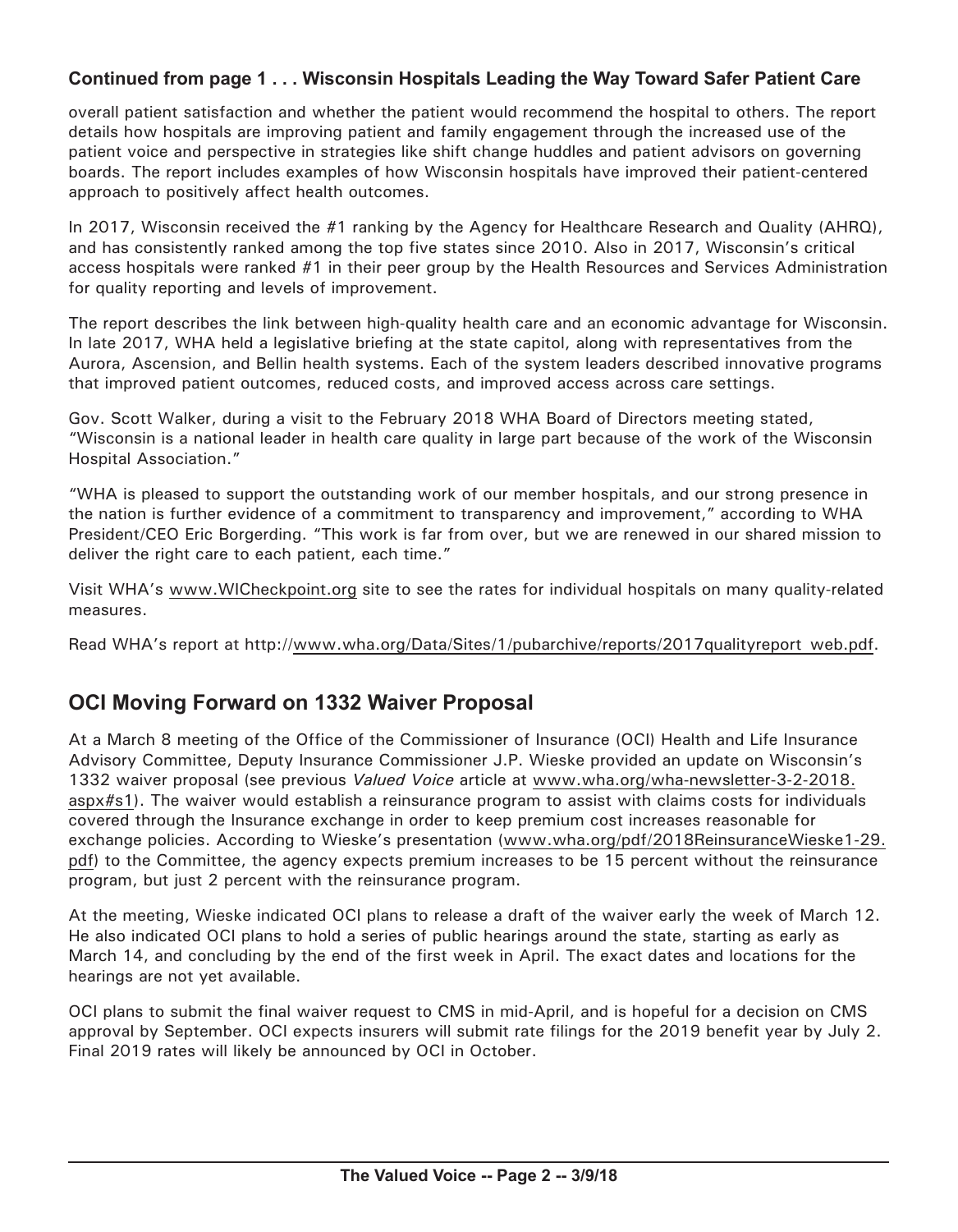**Continued from page 1 . . . Wisconsin Hospitals Leading the Way Toward Safer Patient Care**

overall patient satisfaction and whether the patient would recommend the hospital to others. The report details how hospitals are improving patient and family engagement through the increased use of the patient voice and perspective in strategies like shift change huddles and patient advisors on governing boards. The report includes examples of how Wisconsin hospitals have improved their patient-centered approach to positively affect health outcomes.

In 2017, Wisconsin received the #1 ranking by the Agency for Healthcare Research and Quality (AHRQ), and has consistently ranked among the top five states since 2010. Also in 2017, Wisconsin's critical access hospitals were ranked #1 in their peer group by the Health Resources and Services Administration for quality reporting and levels of improvement.

The report describes the link between high-quality health care and an economic advantage for Wisconsin. In late 2017, WHA held a legislative briefing at the state capitol, along with representatives from the Aurora, Ascension, and Bellin health systems. Each of the system leaders described innovative programs that improved patient outcomes, reduced costs, and improved access across care settings.

Gov. Scott Walker, during a visit to the February 2018 WHA Board of Directors meeting stated, "Wisconsin is a national leader in health care quality in large part because of the work of the Wisconsin Hospital Association."

"WHA is pleased to support the outstanding work of our member hospitals, and our strong presence in the nation is further evidence of a commitment to transparency and improvement," according to WHA President/CEO Eric Borgerding. "This work is far from over, but we are renewed in our shared mission to deliver the right care to each patient, each time."

Visit WHA's www.WICheckpoint.org site to see the rates for individual hospitals on many quality-related measures.

Read WHA's report at http://www.wha.org/Data/Sites/1/pubarchive/reports/2017qualityreport_web.pdf.

## OCI Moving Forward on 1332 Waiver Proposal

At a March 8 meeting of the Office of the Commissioner of Insurance (OCI) Health and Life Insurance Advisory Committee, Deputy Insurance Commissioner J.P. Wieske provided an update on Wisconsin's 1332 waiver proposal (see previous *Valued Voice* article at www.wha.org/wha-newsletter-3-2-2018.aspx#s1). The waiver would establish a reinsurance program to assist with claims costs for individuals covered through the Insurance exchange in order to keep premium cost increases reasonable for exchange policies. According to Wieske's presentation (www.wha.org/pdf/2018ReinsuranceWieske1-29.pdf) to the Committee, the agency expects premium increases to be 15 percent without the reinsurance program, but just 2 percent with the reinsurance program.

At the meeting, Wieske indicated OCI plans to release a draft of the waiver early the week of March 12. He also indicated OCI plans to hold a series of public hearings around the state, starting as early as March 14, and concluding by the end of the first week in April. The exact dates and locations for the hearings are not yet available.

OCI plans to submit the final waiver request to CMS in mid-April, and is hopeful for a decision on CMS approval by September. OCI expects insurers will submit rate filings for the 2019 benefit year by July 2. Final 2019 rates will likely be announced by OCI in October.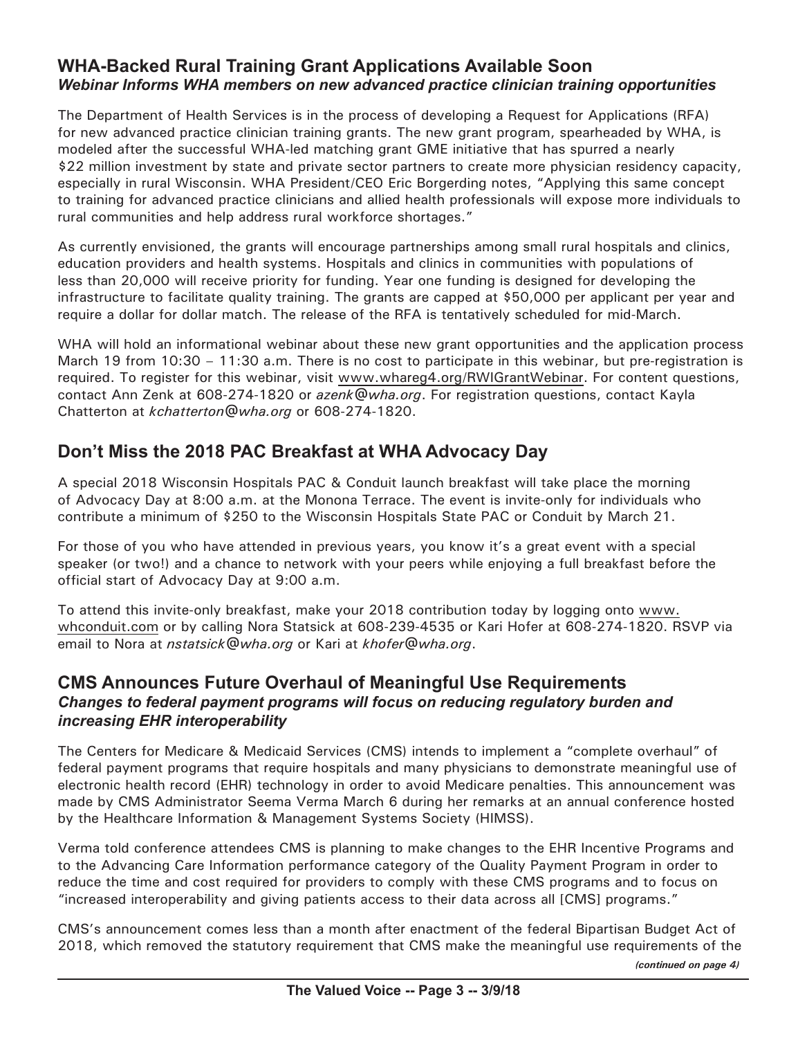## WHA-Backed Rural Training Grant Applications Available Soon

***Webinar Informs WHA members on new advanced practice clinician training opportunities***

The Department of Health Services is in the process of developing a Request for Applications (RFA) for new advanced practice clinician training grants. The new grant program, spearheaded by WHA, is modeled after the successful WHA-led matching grant GME initiative that has spurred a nearly $22 million investment by state and private sector partners to create more physician residency capacity, especially in rural Wisconsin. WHA President/CEO Eric Borgerding notes, "Applying this same concept to training for advanced practice clinicians and allied health professionals will expose more individuals to rural communities and help address rural workforce shortages."

As currently envisioned, the grants will encourage partnerships among small rural hospitals and clinics, education providers and health systems. Hospitals and clinics in communities with populations of less than 20,000 will receive priority for funding. Year one funding is designed for developing the infrastructure to facilitate quality training. The grants are capped at $50,000 per applicant per year and require a dollar for dollar match. The release of the RFA is tentatively scheduled for mid-March.

WHA will hold an informational webinar about these new grant opportunities and the application process March 19 from 10:30 – 11:30 a.m. There is no cost to participate in this webinar, but pre-registration is required. To register for this webinar, visit www.whareg4.org/RWIGrantWebinar. For content questions, contact Ann Zenk at 608-274-1820 or *azenk@wha.org*. For registration questions, contact Kayla Chatterton at *kchatterton@wha.org* or 608-274-1820.

## Don't Miss the 2018 PAC Breakfast at WHA Advocacy Day

A special 2018 Wisconsin Hospitals PAC & Conduit launch breakfast will take place the morning of Advocacy Day at 8:00 a.m. at the Monona Terrace. The event is invite-only for individuals who contribute a minimum of $250 to the Wisconsin Hospitals State PAC or Conduit by March 21.

For those of you who have attended in previous years, you know it's a great event with a special speaker (or two!) and a chance to network with your peers while enjoying a full breakfast before the official start of Advocacy Day at 9:00 a.m.

To attend this invite-only breakfast, make your 2018 contribution today by logging onto www.whconduit.com or by calling Nora Statsick at 608-239-4535 or Kari Hofer at 608-274-1820. RSVP via email to Nora at *nstatsick@wha.org* or Kari at *khofer@wha.org*.

## CMS Announces Future Overhaul of Meaningful Use Requirements

***Changes to federal payment programs will focus on reducing regulatory burden and increasing EHR interoperability***

The Centers for Medicare & Medicaid Services (CMS) intends to implement a "complete overhaul" of federal payment programs that require hospitals and many physicians to demonstrate meaningful use of electronic health record (EHR) technology in order to avoid Medicare penalties. This announcement was made by CMS Administrator Seema Verma March 6 during her remarks at an annual conference hosted by the Healthcare Information & Management Systems Society (HIMSS).

Verma told conference attendees CMS is planning to make changes to the EHR Incentive Programs and to the Advancing Care Information performance category of the Quality Payment Program in order to reduce the time and cost required for providers to comply with these CMS programs and to focus on "increased interoperability and giving patients access to their data across all [CMS] programs."

CMS's announcement comes less than a month after enactment of the federal Bipartisan Budget Act of 2018, which removed the statutory requirement that CMS make the meaningful use requirements of the

*(continued on page 4)*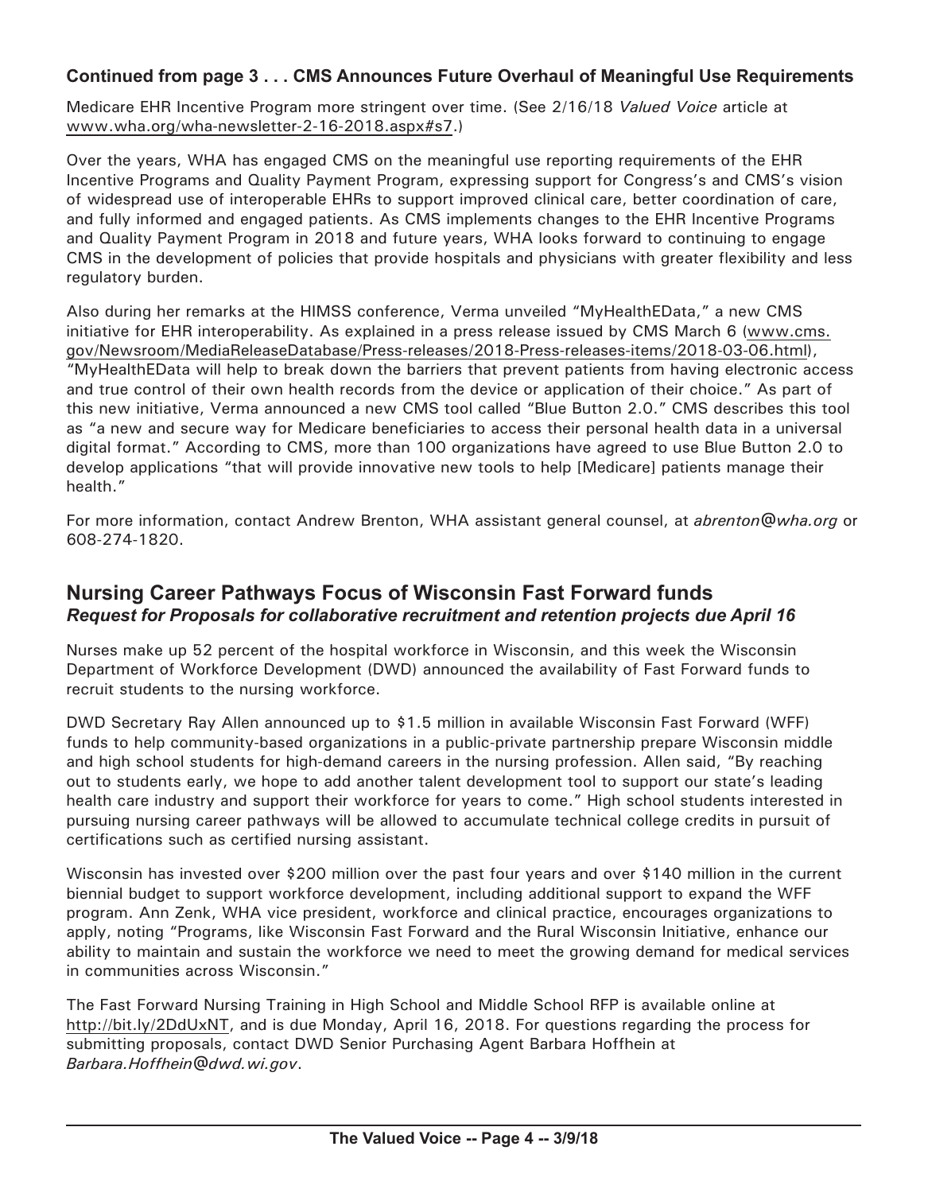**Continued from page 3 . . . CMS Announces Future Overhaul of Meaningful Use Requirements**

Medicare EHR Incentive Program more stringent over time. (See 2/16/18 *Valued Voice* article at www.wha.org/wha-newsletter-2-16-2018.aspx#s7.)

Over the years, WHA has engaged CMS on the meaningful use reporting requirements of the EHR Incentive Programs and Quality Payment Program, expressing support for Congress's and CMS's vision of widespread use of interoperable EHRs to support improved clinical care, better coordination of care, and fully informed and engaged patients. As CMS implements changes to the EHR Incentive Programs and Quality Payment Program in 2018 and future years, WHA looks forward to continuing to engage CMS in the development of policies that provide hospitals and physicians with greater flexibility and less regulatory burden.

Also during her remarks at the HIMSS conference, Verma unveiled "MyHealthEData," a new CMS initiative for EHR interoperability. As explained in a press release issued by CMS March 6 (www.cms.gov/Newsroom/MediaReleaseDatabase/Press-releases/2018-Press-releases-items/2018-03-06.html), "MyHealthEData will help to break down the barriers that prevent patients from having electronic access and true control of their own health records from the device or application of their choice." As part of this new initiative, Verma announced a new CMS tool called "Blue Button 2.0." CMS describes this tool as "a new and secure way for Medicare beneficiaries to access their personal health data in a universal digital format." According to CMS, more than 100 organizations have agreed to use Blue Button 2.0 to develop applications "that will provide innovative new tools to help [Medicare] patients manage their health."

For more information, contact Andrew Brenton, WHA assistant general counsel, at *abrenton@wha.org* or 608-274-1820.

## Nursing Career Pathways Focus of Wisconsin Fast Forward funds

***Request for Proposals for collaborative recruitment and retention projects due April 16***

Nurses make up 52 percent of the hospital workforce in Wisconsin, and this week the Wisconsin Department of Workforce Development (DWD) announced the availability of Fast Forward funds to recruit students to the nursing workforce.

DWD Secretary Ray Allen announced up to $1.5 million in available Wisconsin Fast Forward (WFF) funds to help community-based organizations in a public-private partnership prepare Wisconsin middle and high school students for high-demand careers in the nursing profession. Allen said, "By reaching out to students early, we hope to add another talent development tool to support our state's leading health care industry and support their workforce for years to come." High school students interested in pursuing nursing career pathways will be allowed to accumulate technical college credits in pursuit of certifications such as certified nursing assistant.

Wisconsin has invested over $200 million over the past four years and over $140 million in the current biennial budget to support workforce development, including additional support to expand the WFF program. Ann Zenk, WHA vice president, workforce and clinical practice, encourages organizations to apply, noting "Programs, like Wisconsin Fast Forward and the Rural Wisconsin Initiative, enhance our ability to maintain and sustain the workforce we need to meet the growing demand for medical services in communities across Wisconsin."

The Fast Forward Nursing Training in High School and Middle School RFP is available online at http://bit.ly/2DdUxNT, and is due Monday, April 16, 2018. For questions regarding the process for submitting proposals, contact DWD Senior Purchasing Agent Barbara Hoffhein at *Barbara.Hoffhein@dwd.wi.gov*.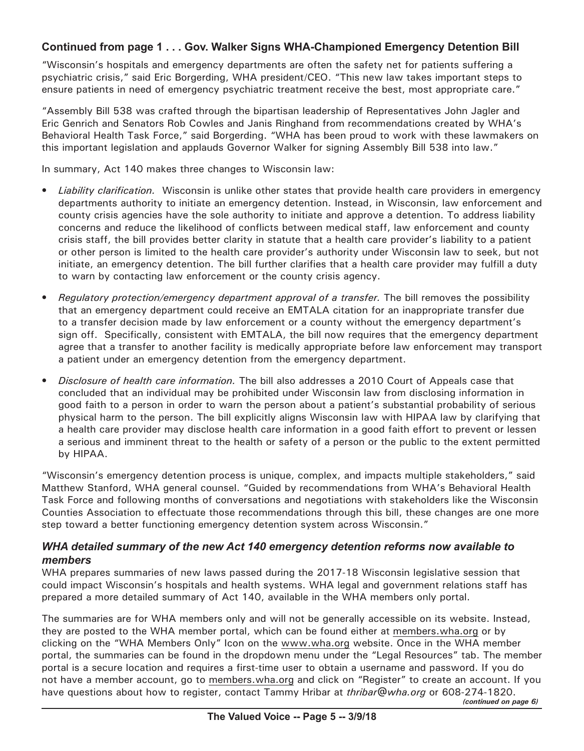## Continued from page 1 . . . Gov. Walker Signs WHA-Championed Emergency Detention Bill

"Wisconsin's hospitals and emergency departments are often the safety net for patients suffering a psychiatric crisis," said Eric Borgerding, WHA president/CEO. "This new law takes important steps to ensure patients in need of emergency psychiatric treatment receive the best, most appropriate care."

"Assembly Bill 538 was crafted through the bipartisan leadership of Representatives John Jagler and Eric Genrich and Senators Rob Cowles and Janis Ringhand from recommendations created by WHA's Behavioral Health Task Force," said Borgerding. "WHA has been proud to work with these lawmakers on this important legislation and applauds Governor Walker for signing Assembly Bill 538 into law."

In summary, Act 140 makes three changes to Wisconsin law:

- *Liability clarification.* Wisconsin is unlike other states that provide health care providers in emergency departments authority to initiate an emergency detention. Instead, in Wisconsin, law enforcement and county crisis agencies have the sole authority to initiate and approve a detention. To address liability concerns and reduce the likelihood of conflicts between medical staff, law enforcement and county crisis staff, the bill provides better clarity in statute that a health care provider's liability to a patient or other person is limited to the health care provider's authority under Wisconsin law to seek, but not initiate, an emergency detention. The bill further clarifies that a health care provider may fulfill a duty to warn by contacting law enforcement or the county crisis agency.
- *Regulatory protection/emergency department approval of a transfer.* The bill removes the possibility that an emergency department could receive an EMTALA citation for an inappropriate transfer due to a transfer decision made by law enforcement or a county without the emergency department's sign off. Specifically, consistent with EMTALA, the bill now requires that the emergency department agree that a transfer to another facility is medically appropriate before law enforcement may transport a patient under an emergency detention from the emergency department.
- *Disclosure of health care information.* The bill also addresses a 2010 Court of Appeals case that concluded that an individual may be prohibited under Wisconsin law from disclosing information in good faith to a person in order to warn the person about a patient's substantial probability of serious physical harm to the person. The bill explicitly aligns Wisconsin law with HIPAA law by clarifying that a health care provider may disclose health care information in a good faith effort to prevent or lessen a serious and imminent threat to the health or safety of a person or the public to the extent permitted by HIPAA.

"Wisconsin's emergency detention process is unique, complex, and impacts multiple stakeholders," said Matthew Stanford, WHA general counsel. "Guided by recommendations from WHA's Behavioral Health Task Force and following months of conversations and negotiations with stakeholders like the Wisconsin Counties Association to effectuate those recommendations through this bill, these changes are one more step toward a better functioning emergency detention system across Wisconsin."

### *WHA detailed summary of the new Act 140 emergency detention reforms now available to members*

WHA prepares summaries of new laws passed during the 2017-18 Wisconsin legislative session that could impact Wisconsin's hospitals and health systems. WHA legal and government relations staff has prepared a more detailed summary of Act 140, available in the WHA members only portal.

The summaries are for WHA members only and will not be generally accessible on its website. Instead, they are posted to the WHA member portal, which can be found either at members.wha.org or by clicking on the "WHA Members Only" Icon on the www.wha.org website. Once in the WHA member portal, the summaries can be found in the dropdown menu under the "Legal Resources" tab. The member portal is a secure location and requires a first-time user to obtain a username and password. If you do not have a member account, go to members.wha.org and click on "Register" to create an account. If you have questions about how to register, contact Tammy Hribar at *thribar@wha.org* or 608-274-1820.

*(continued on page 6)*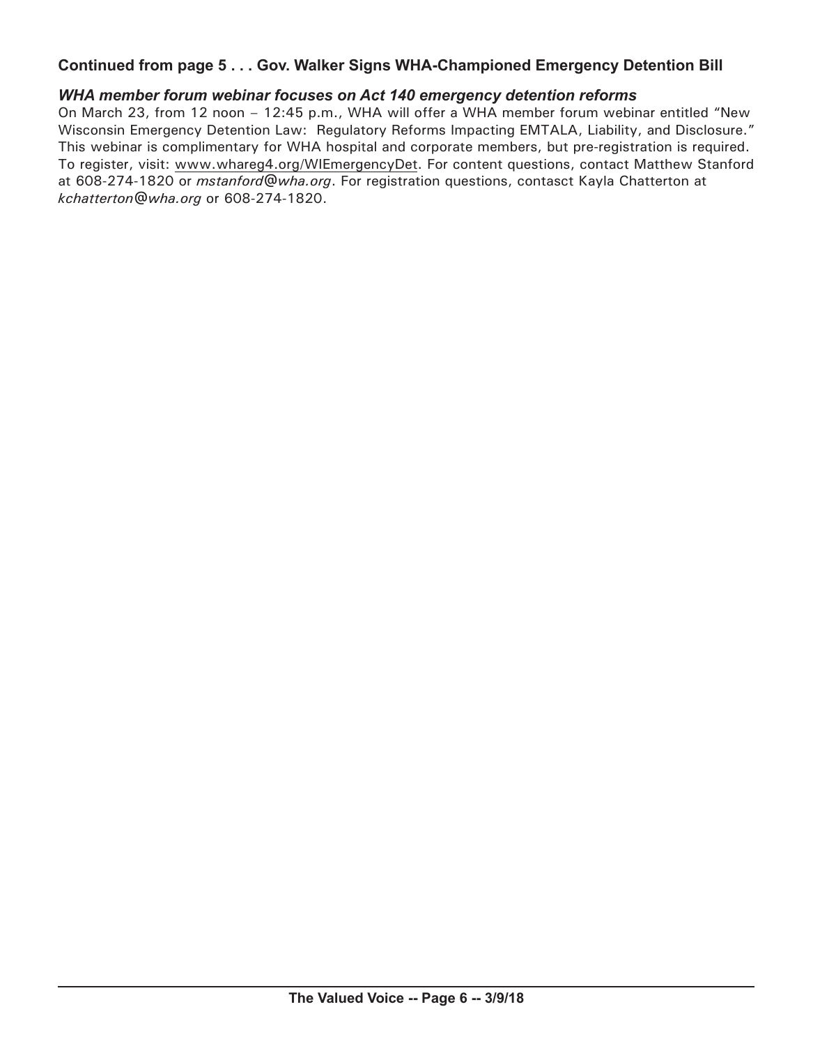**Continued from page 5 . . . Gov. Walker Signs WHA-Championed Emergency Detention Bill**

***WHA member forum webinar focuses on Act 140 emergency detention reforms***

On March 23, from 12 noon – 12:45 p.m., WHA will offer a WHA member forum webinar entitled "New Wisconsin Emergency Detention Law: Regulatory Reforms Impacting EMTALA, Liability, and Disclosure." This webinar is complimentary for WHA hospital and corporate members, but pre-registration is required. To register, visit: www.whareg4.org/WIEmergencyDet. For content questions, contact Matthew Stanford at 608-274-1820 or *mstanford@wha.org*. For registration questions, contasct Kayla Chatterton at *kchatterton@wha.org* or 608-274-1820.